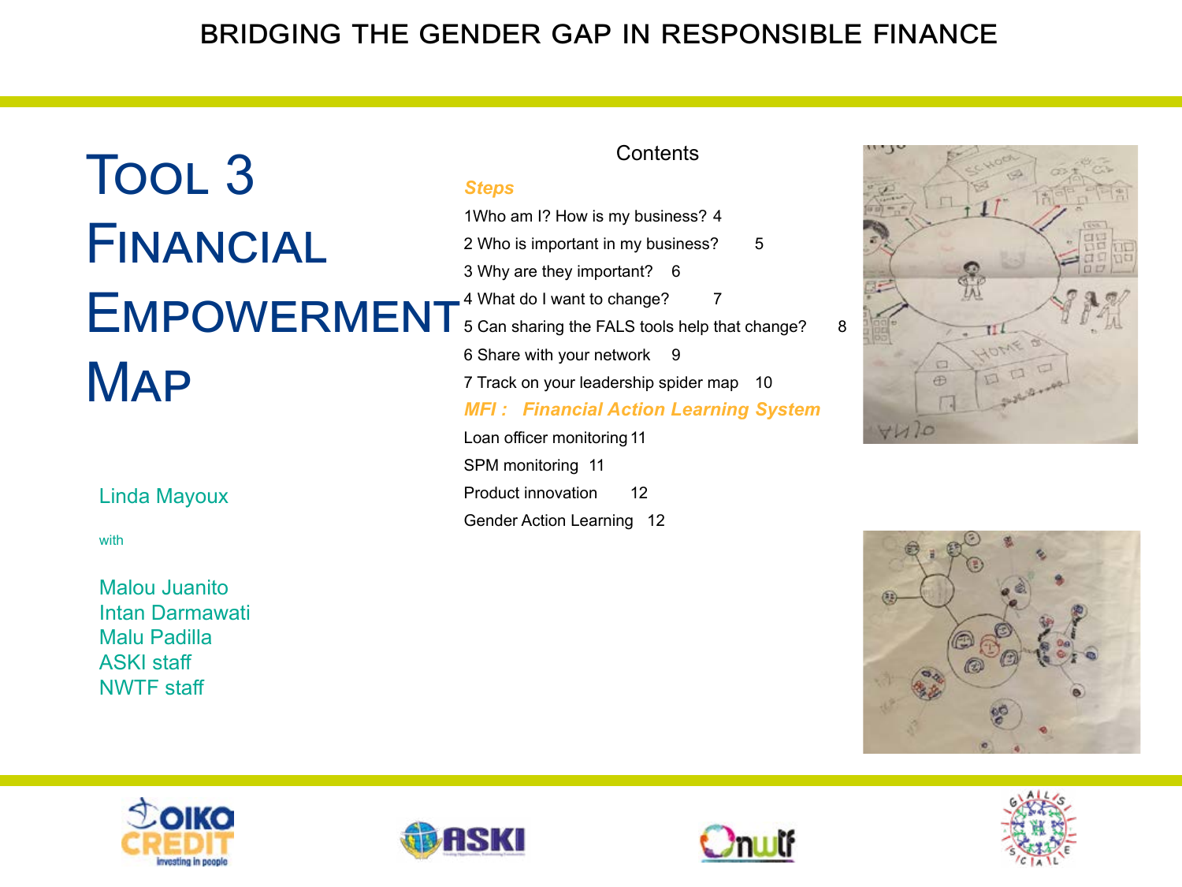BRIDGING THE GENDER GAP IN RESPONSIBLE FINANCE

# Tool 3 Financial Empowerment Map

Linda Mayoux

with

Malou Juanito
Intan Darmawati
Malu Padilla
ASKI staff
NWTF staff

## Contents

***Steps***

1Who am I? How is my business? 4

2 Who is important in my business? 5

3 Why are they important? 6

4 What do I want to change? 7

5 Can sharing the FALS tools help that change? 8

6 Share with your network 9

7 Track on your leadership spider map 10

***MFI : Financial Action Learning System***

Loan officer monitoring 11

SPM monitoring 11

Product innovation 12

Gender Action Learning 12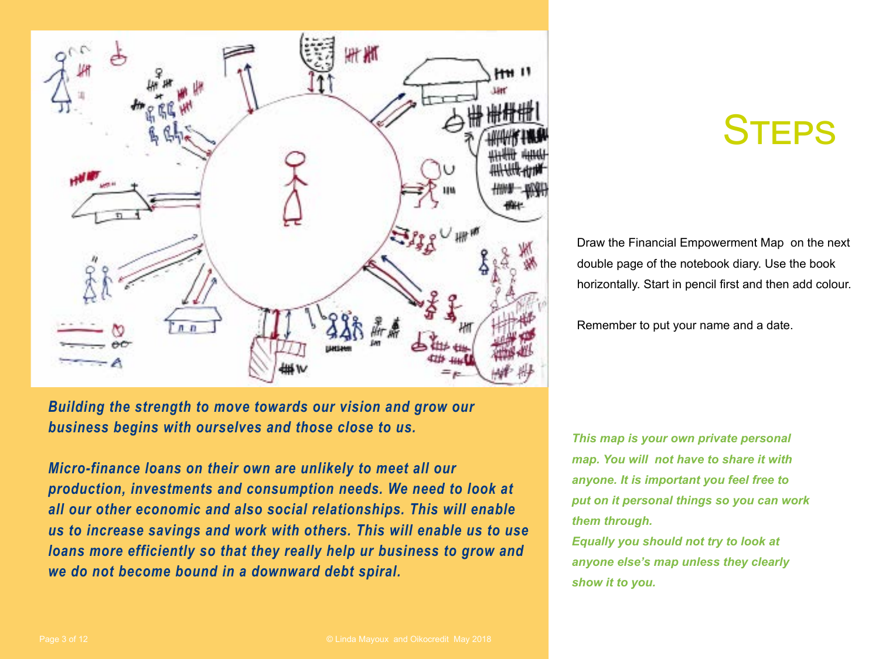*Building the strength to move towards our vision and grow our business begins with ourselves and those close to us.*

*Micro-finance loans on their own are unlikely to meet all our production, investments and consumption needs. We need to look at all our other economic and also social relationships. This will enable us to increase savings and work with others. This will enable us to use loans more efficiently so that they really help ur business to grow and we do not become bound in a downward debt spiral.*

# Steps

Draw the Financial Empowerment Map on the next double page of the notebook diary. Use the book horizontally. Start in pencil first and then add colour.

Remember to put your name and a date.

*This map is your own private personal map. You will not have to share it with anyone. It is important you feel free to put on it personal things so you can work them through.*
*Equally you should not try to look at anyone else's map unless they clearly show it to you.*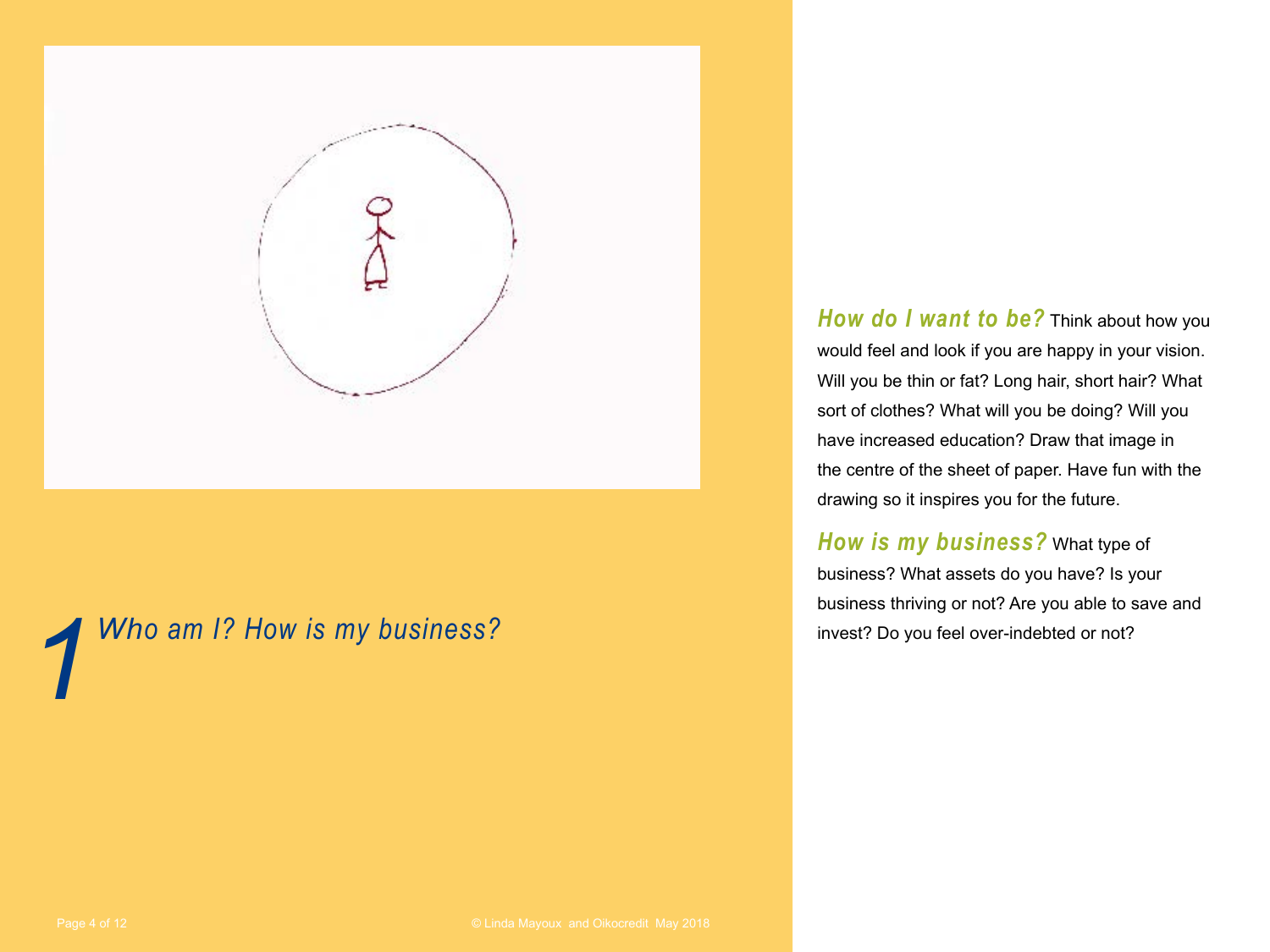# 1 Who am I? How is my business?

***How do I want to be?*** Think about how you would feel and look if you are happy in your vision. Will you be thin or fat? Long hair, short hair? What sort of clothes? What will you be doing? Will you have increased education? Draw that image in the centre of the sheet of paper. Have fun with the drawing so it inspires you for the future.

***How is my business?*** What type of business? What assets do you have? Is your business thriving or not? Are you able to save and invest? Do you feel over-indebted or not?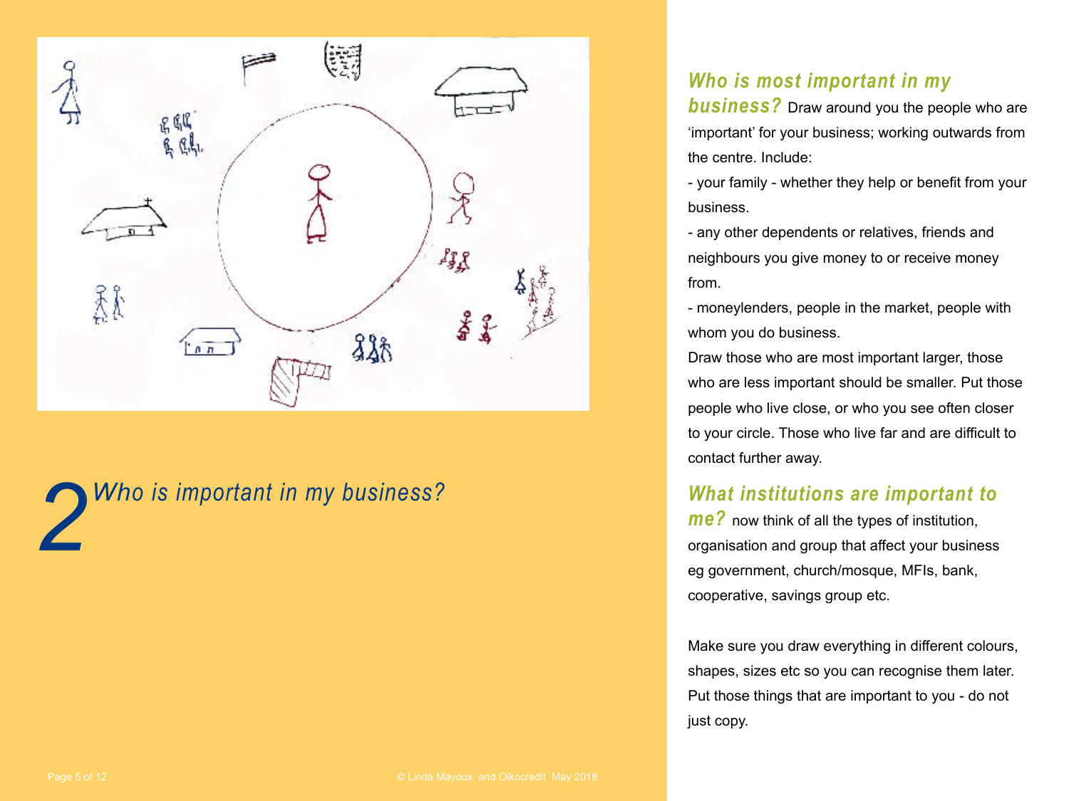## 2 *Who is important in my business?*

***Who is most important in my business?*** Draw around you the people who are 'important' for your business; working outwards from the centre. Include:

- your family - whether they help or benefit from your business.
- any other dependents or relatives, friends and neighbours you give money to or receive money from.
- moneylenders, people in the market, people with whom you do business.

Draw those who are most important larger, those who are less important should be smaller. Put those people who live close, or who you see often closer to your circle. Those who live far and are difficult to contact further away.

***What institutions are important to me?*** now think of all the types of institution, organisation and group that affect your business eg government, church/mosque, MFIs, bank, cooperative, savings group etc.

Make sure you draw everything in different colours, shapes, sizes etc so you can recognise them later. Put those things that are important to you - do not just copy.

© Linda Mayoux and Oikocredit May 2018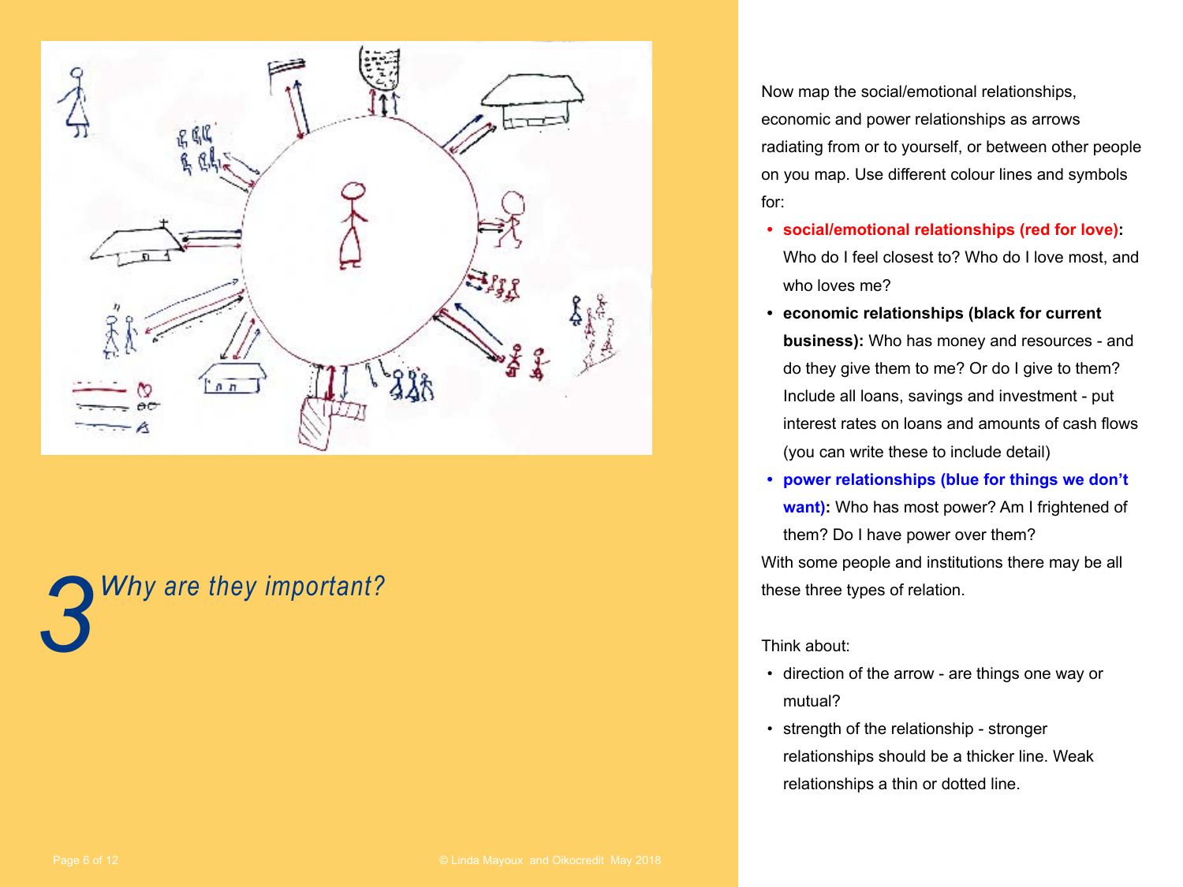## 3 *Why are they important?*

Now map the social/emotional relationships, economic and power relationships as arrows radiating from or to yourself, or between other people on you map. Use different colour lines and symbols for:

- **social/emotional relationships (red for love):** Who do I feel closest to? Who do I love most, and who loves me?
- **economic relationships (black for current business):** Who has money and resources - and do they give them to me? Or do I give to them? Include all loans, savings and investment - put interest rates on loans and amounts of cash flows (you can write these to include detail)
- **power relationships (blue for things we don't want):** Who has most power? Am I frightened of them? Do I have power over them?

With some people and institutions there may be all these three types of relation.

Think about:

- direction of the arrow - are things one way or mutual?
- strength of the relationship - stronger relationships should be a thicker line. Weak relationships a thin or dotted line.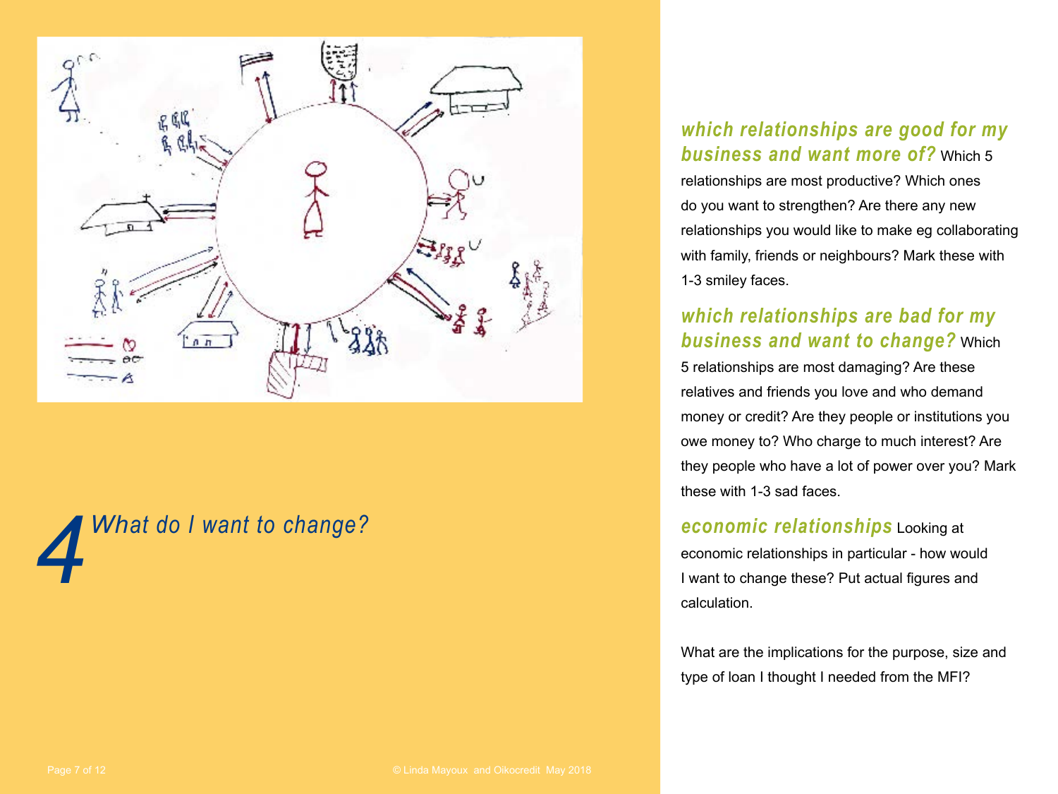## 4 What do I want to change?

***which relationships are good for my business and want more of?*** Which 5 relationships are most productive? Which ones do you want to strengthen? Are there any new relationships you would like to make eg collaborating with family, friends or neighbours? Mark these with 1-3 smiley faces.

***which relationships are bad for my business and want to change?*** Which 5 relationships are most damaging? Are these relatives and friends you love and who demand money or credit? Are they people or institutions you owe money to? Who charge to much interest? Are they people who have a lot of power over you? Mark these with 1-3 sad faces.

***economic relationships*** Looking at economic relationships in particular - how would I want to change these? Put actual figures and calculation.

What are the implications for the purpose, size and type of loan I thought I needed from the MFI?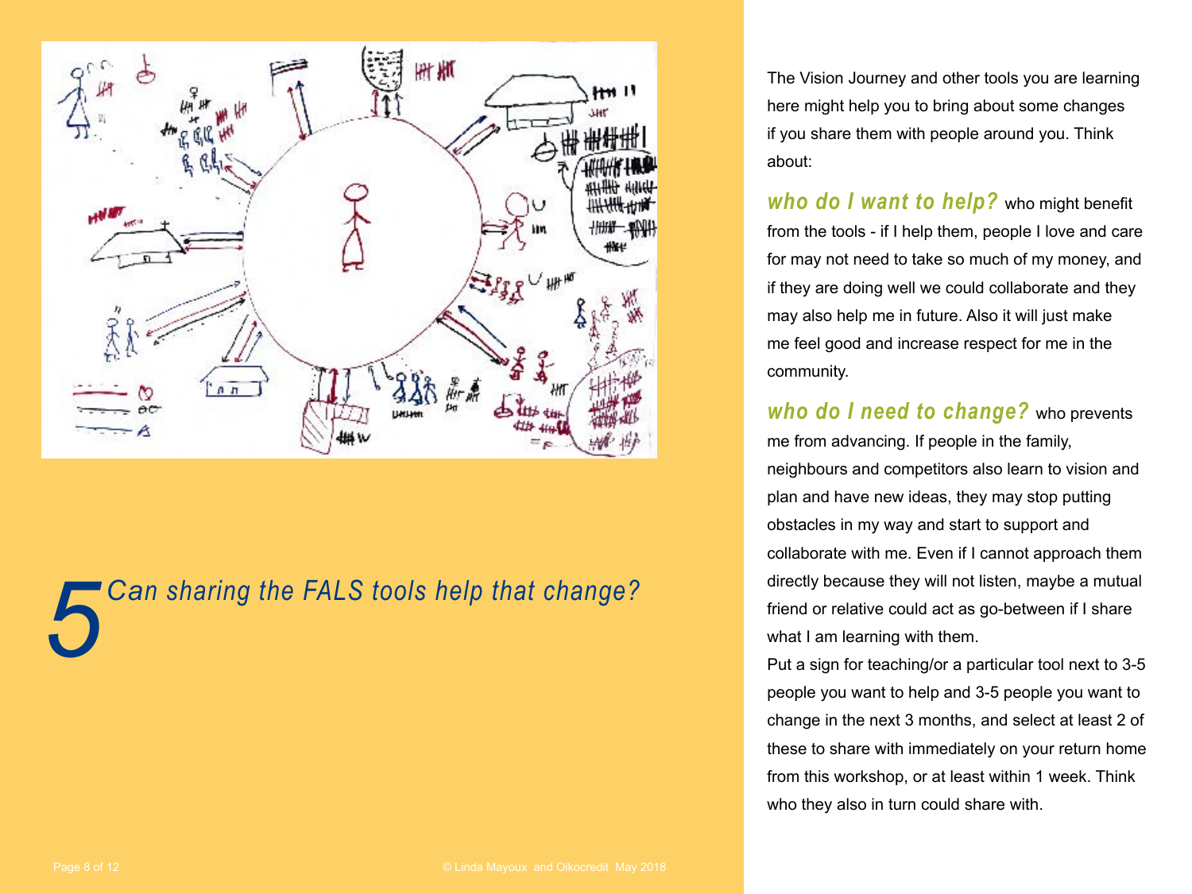## 5 *Can sharing the FALS tools help that change?*

The Vision Journey and other tools you are learning here might help you to bring about some changes if you share them with people around you. Think about:

***who do I want to help?*** who might benefit from the tools - if I help them, people I love and care for may not need to take so much of my money, and if they are doing well we could collaborate and they may also help me in future. Also it will just make me feel good and increase respect for me in the community.

***who do I need to change?*** who prevents me from advancing. If people in the family, neighbours and competitors also learn to vision and plan and have new ideas, they may stop putting obstacles in my way and start to support and collaborate with me. Even if I cannot approach them directly because they will not listen, maybe a mutual friend or relative could act as go-between if I share what I am learning with them.

Put a sign for teaching/or a particular tool next to 3-5 people you want to help and 3-5 people you want to change in the next 3 months, and select at least 2 of these to share with immediately on your return home from this workshop, or at least within 1 week. Think who they also in turn could share with.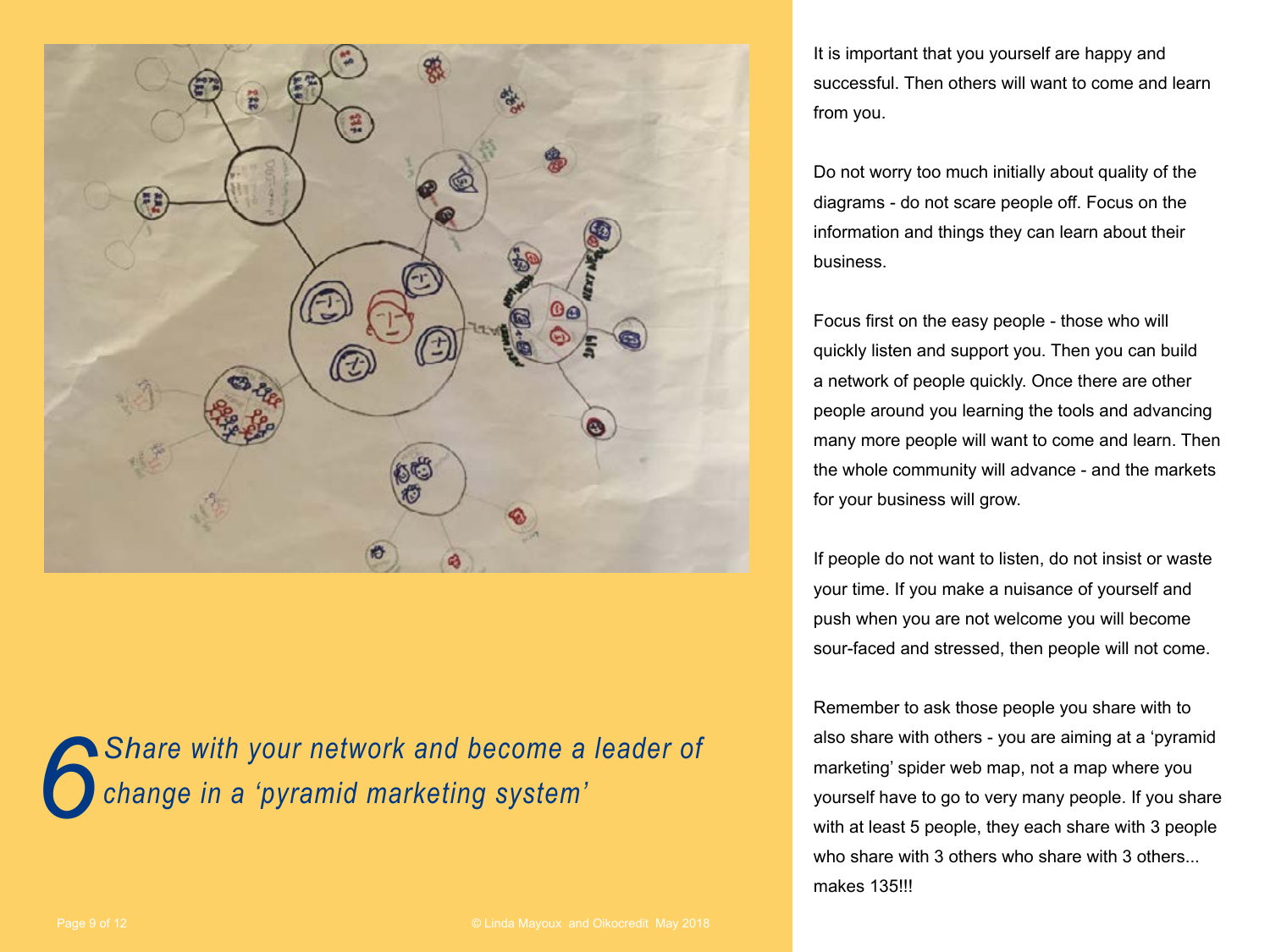## 6 Share with your network and become a leader of change in a 'pyramid marketing system'

It is important that you yourself are happy and successful. Then others will want to come and learn from you.

Do not worry too much initially about quality of the diagrams - do not scare people off. Focus on the information and things they can learn about their business.

Focus first on the easy people - those who will quickly listen and support you. Then you can build a network of people quickly. Once there are other people around you learning the tools and advancing many more people will want to come and learn. Then the whole community will advance - and the markets for your business will grow.

If people do not want to listen, do not insist or waste your time. If you make a nuisance of yourself and push when you are not welcome you will become sour-faced and stressed, then people will not come.

Remember to ask those people you share with to also share with others - you are aiming at a 'pyramid marketing' spider web map, not a map where you yourself have to go to very many people. If you share with at least 5 people, they each share with 3 people who share with 3 others who share with 3 others... makes 135!!!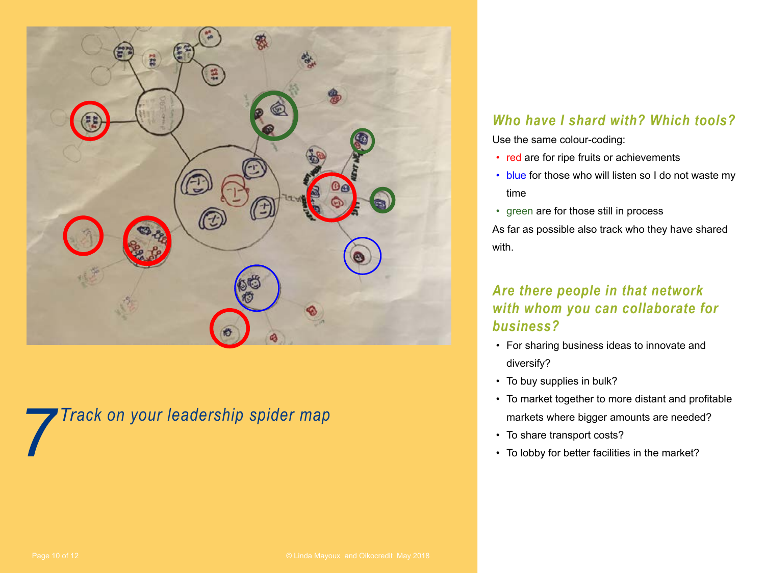# 7 Track on your leadership spider map

### Who have I shard with? Which tools?

Use the same colour-coding:

- red are for ripe fruits or achievements
- blue for those who will listen so I do not waste my time
- green are for those still in process

As far as possible also track who they have shared with.

### Are there people in that network with whom you can collaborate for business?

- For sharing business ideas to innovate and diversify?
- To buy supplies in bulk?
- To market together to more distant and profitable markets where bigger amounts are needed?
- To share transport costs?
- To lobby for better facilities in the market?

© Linda Mayoux and Oikocredit May 2018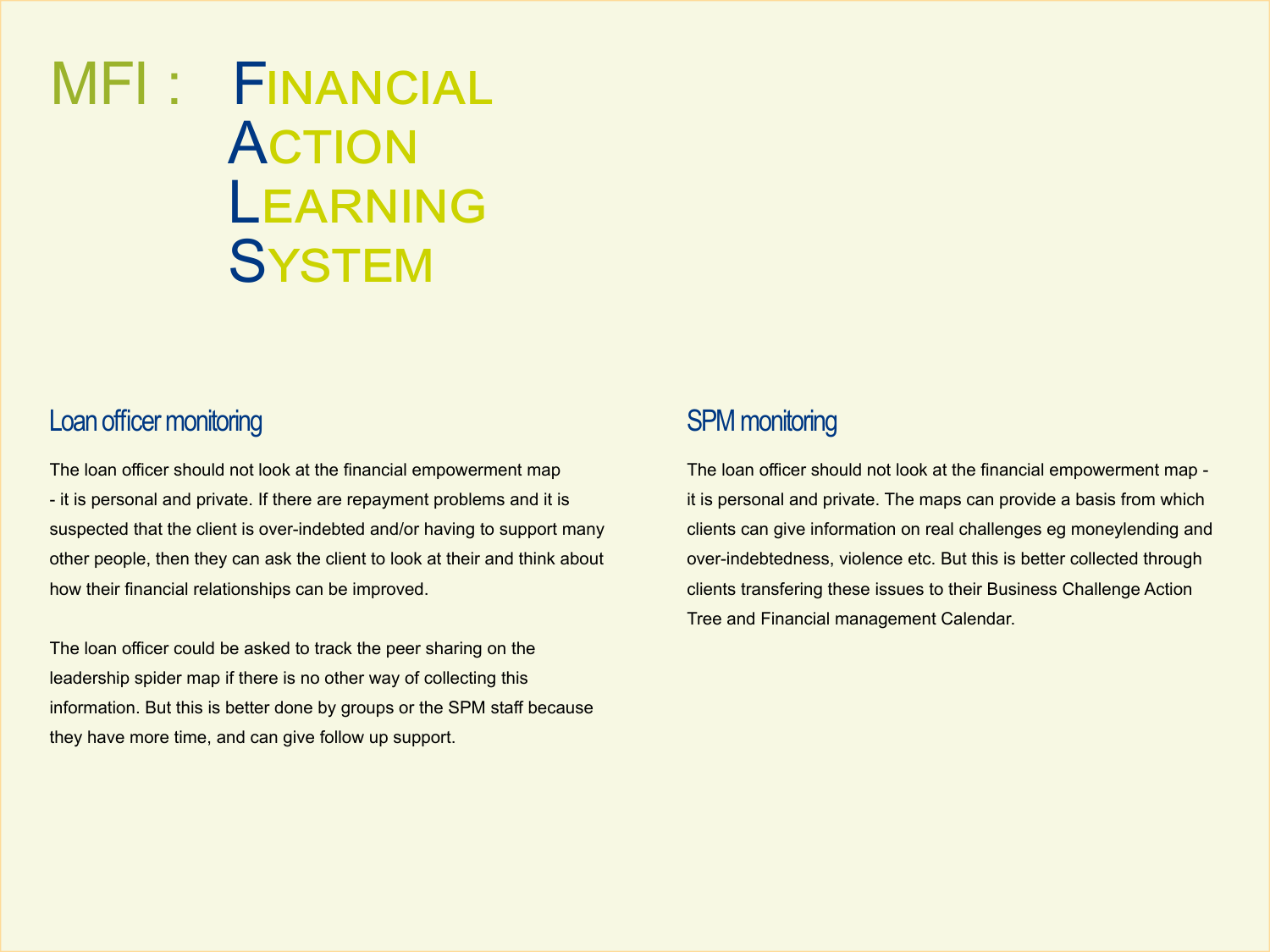# MFI : Financial Action Learning System

## Loan officer monitoring

The loan officer should not look at the financial empowerment map - it is personal and private. If there are repayment problems and it is suspected that the client is over-indebted and/or having to support many other people, then they can ask the client to look at their and think about how their financial relationships can be improved.

The loan officer could be asked to track the peer sharing on the leadership spider map if there is no other way of collecting this information. But this is better done by groups or the SPM staff because they have more time, and can give follow up support.

## SPM monitoring

The loan officer should not look at the financial empowerment map - it is personal and private. The maps can provide a basis from which clients can give information on real challenges eg moneylending and over-indebtedness, violence etc. But this is better collected through clients transfering these issues to their Business Challenge Action Tree and Financial management Calendar.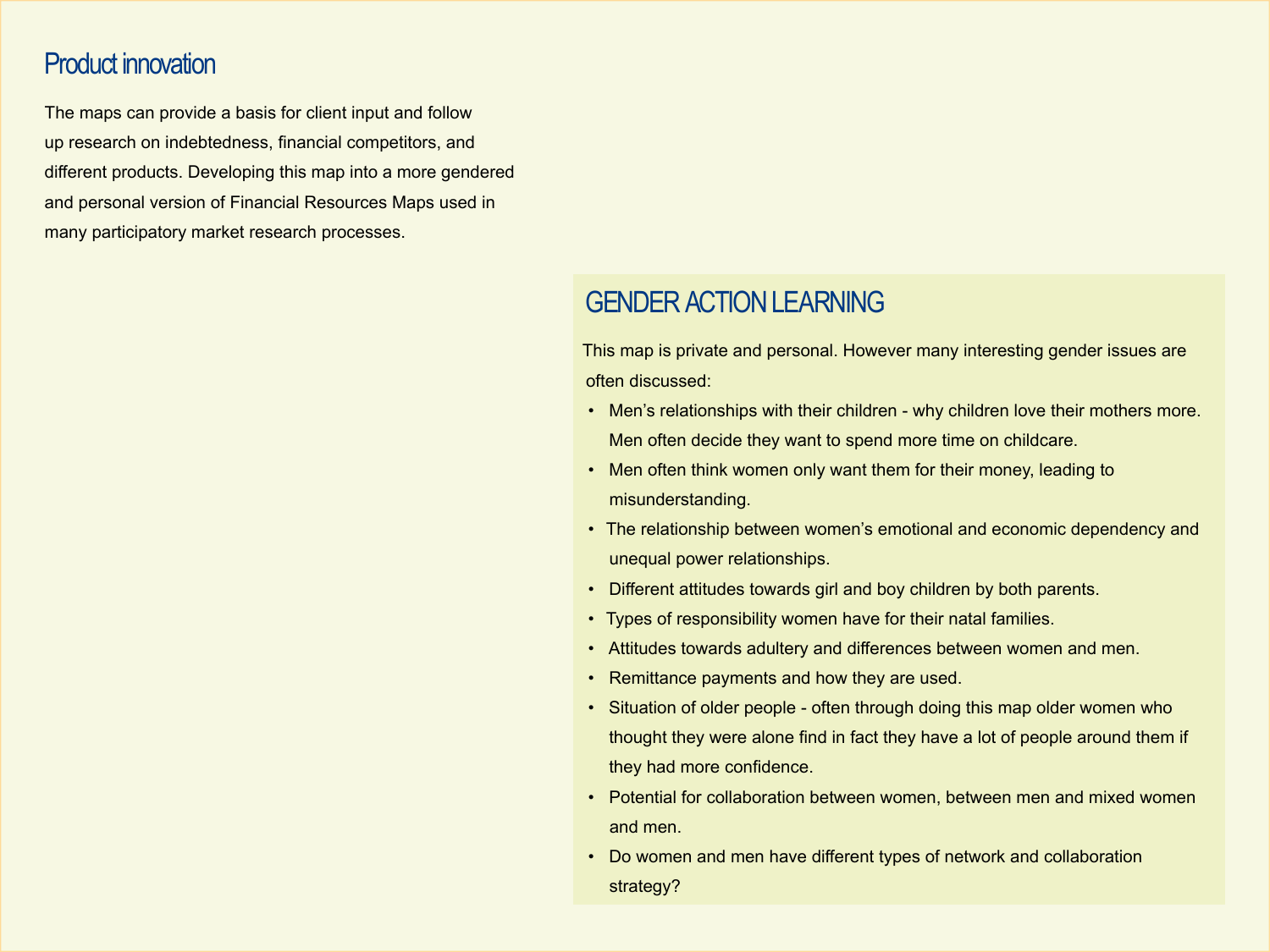## Product innovation

The maps can provide a basis for client input and follow up research on indebtedness, financial competitors, and different products. Developing this map into a more gendered and personal version of Financial Resources Maps used in many participatory market research processes.

## GENDER ACTION LEARNING

This map is private and personal. However many interesting gender issues are often discussed:

- Men's relationships with their children - why children love their mothers more. Men often decide they want to spend more time on childcare.
- Men often think women only want them for their money, leading to misunderstanding.
- The relationship between women's emotional and economic dependency and unequal power relationships.
- Different attitudes towards girl and boy children by both parents.
- Types of responsibility women have for their natal families.
- Attitudes towards adultery and differences between women and men.
- Remittance payments and how they are used.
- Situation of older people - often through doing this map older women who thought they were alone find in fact they have a lot of people around them if they had more confidence.
- Potential for collaboration between women, between men and mixed women and men.
- Do women and men have different types of network and collaboration strategy?